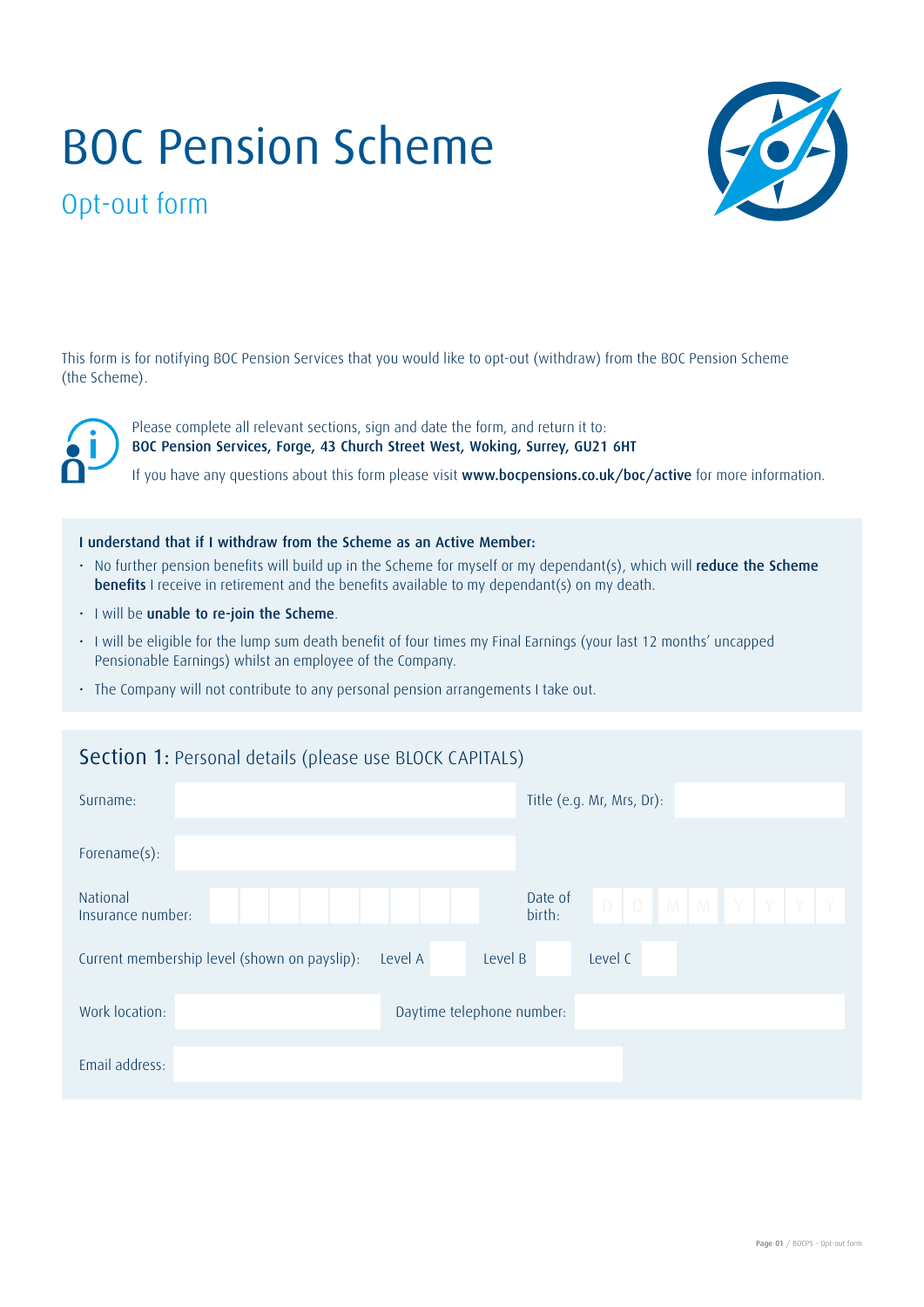# BOC Pension Scheme

## Opt-out form

This form is for notifying BOC Pension Services that you would like to opt-out (withdraw) from the BOC Pension Scheme (the Scheme).

Please complete all relevant sections, sign and date the form, and return it to:
**BOC Pension Services, Forge, 43 Church Street West, Woking, Surrey, GU21 6HT**

If you have any questions about this form please visit **www.bocpensions.co.uk/boc/active** for more information.

**I understand that if I withdraw from the Scheme as an Active Member:**

- No further pension benefits will build up in the Scheme for myself or my dependant(s), which will **reduce the Scheme benefits** I receive in retirement and the benefits available to my dependant(s) on my death.
- I will be **unable to re-join the Scheme**.
- I will be eligible for the lump sum death benefit of four times my Final Earnings (your last 12 months' uncapped Pensionable Earnings) whilst an employee of the Company.
- The Company will not contribute to any personal pension arrangements I take out.

## Section 1: Personal details (please use BLOCK CAPITALS)

Surname: ____________________ Title (e.g. Mr, Mrs, Dr): ____________________

Forename(s): ____________________

National Insurance number: ____________________ Date of birth: D D M M Y Y Y Y

Current membership level (shown on payslip): Level A ☐ Level B ☐ Level C ☐

Work location: ____________________ Daytime telephone number: ____________________

Email address: ____________________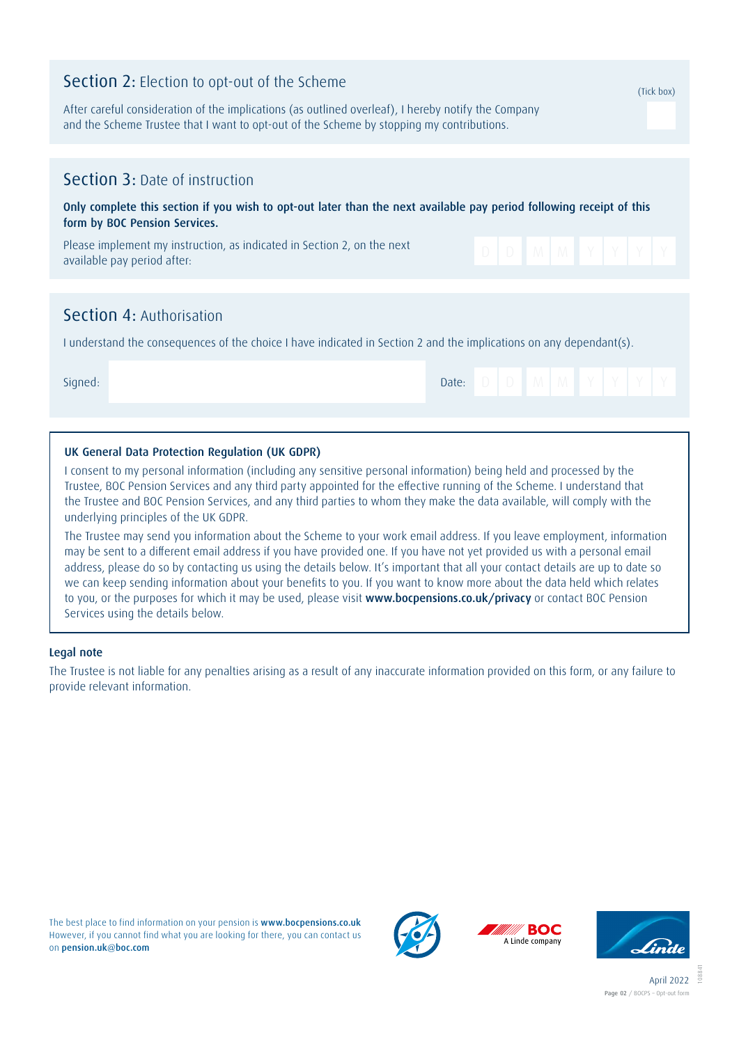## Section 2: Election to opt-out of the Scheme

(Tick box)

After careful consideration of the implications (as outlined overleaf), I hereby notify the Company and the Scheme Trustee that I want to opt-out of the Scheme by stopping my contributions.

## Section 3: Date of instruction

**Only complete this section if you wish to opt-out later than the next available pay period following receipt of this form by BOC Pension Services.**

Please implement my instruction, as indicated in Section 2, on the next available pay period after: D D M M Y Y Y Y

## Section 4: Authorisation

I understand the consequences of the choice I have indicated in Section 2 and the implications on any dependant(s).

Signed: Date: D D M M Y Y Y Y

**UK General Data Protection Regulation (UK GDPR)**

I consent to my personal information (including any sensitive personal information) being held and processed by the Trustee, BOC Pension Services and any third party appointed for the effective running of the Scheme. I understand that the Trustee and BOC Pension Services, and any third parties to whom they make the data available, will comply with the underlying principles of the UK GDPR.

The Trustee may send you information about the Scheme to your work email address. If you leave employment, information may be sent to a different email address if you have provided one. If you have not yet provided us with a personal email address, please do so by contacting us using the details below. It's important that all your contact details are up to date so we can keep sending information about your benefits to you. If you want to know more about the data held which relates to you, or the purposes for which it may be used, please visit **www.bocpensions.co.uk/privacy** or contact BOC Pension Services using the details below.

**Legal note**

The Trustee is not liable for any penalties arising as a result of any inaccurate information provided on this form, or any failure to provide relevant information.

The best place to find information on your pension is **www.bocpensions.co.uk**
However, if you cannot find what you are looking for there, you can contact us on **pension.uk@boc.com**

BOC A Linde company

April 2022